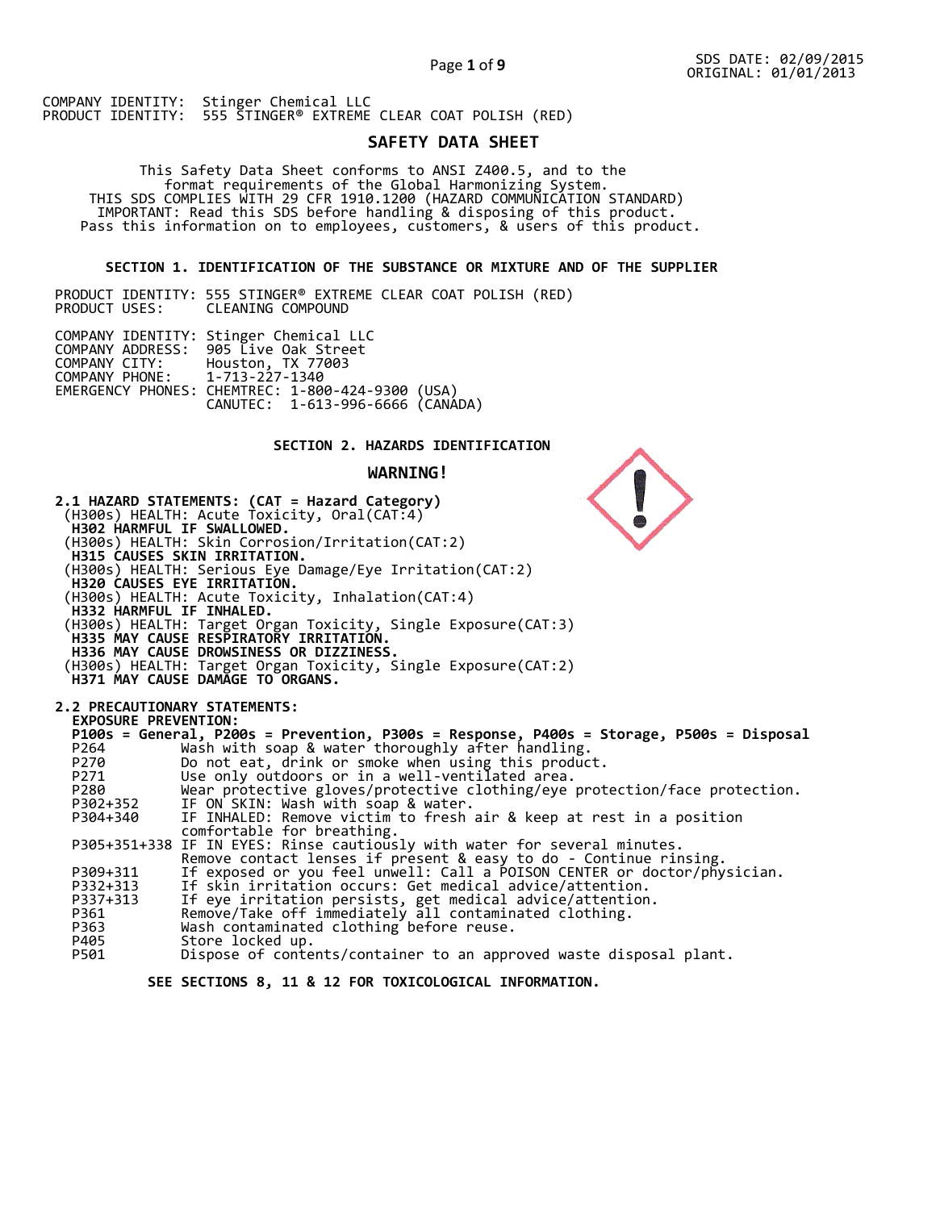SDS DATE: 02/09/2015
ORIGINAL: 01/01/2013

COMPANY IDENTITY: Stinger Chemical LLC
PRODUCT IDENTITY: 555 STINGER® EXTREME CLEAR COAT POLISH (RED)

# SAFETY DATA SHEET

This Safety Data Sheet conforms to ANSI Z400.5, and to the format requirements of the Global Harmonizing System.
THIS SDS COMPLIES WITH 29 CFR 1910.1200 (HAZARD COMMUNICATION STANDARD)
IMPORTANT: Read this SDS before handling & disposing of this product.
Pass this information on to employees, customers, & users of this product.

## SECTION 1. IDENTIFICATION OF THE SUBSTANCE OR MIXTURE AND OF THE SUPPLIER

PRODUCT IDENTITY: 555 STINGER® EXTREME CLEAR COAT POLISH (RED)
PRODUCT USES: CLEANING COMPOUND

COMPANY IDENTITY: Stinger Chemical LLC
COMPANY ADDRESS: 905 Live Oak Street
COMPANY CITY: Houston, TX 77003
COMPANY PHONE: 1-713-227-1340
EMERGENCY PHONES: CHEMTREC: 1-800-424-9300 (USA)
CANUTEC: 1-613-996-6666 (CANADA)

## SECTION 2. HAZARDS IDENTIFICATION

**WARNING!**

**2.1 HAZARD STATEMENTS: (CAT = Hazard Category)**

(H300s) HEALTH: Acute Toxicity, Oral(CAT:4)
**H302 HARMFUL IF SWALLOWED.**
(H300s) HEALTH: Skin Corrosion/Irritation(CAT:2)
**H315 CAUSES SKIN IRRITATION.**
(H300s) HEALTH: Serious Eye Damage/Eye Irritation(CAT:2)
**H320 CAUSES EYE IRRITATION.**
(H300s) HEALTH: Acute Toxicity, Inhalation(CAT:4)
**H332 HARMFUL IF INHALED.**
(H300s) HEALTH: Target Organ Toxicity, Single Exposure(CAT:3)
**H335 MAY CAUSE RESPIRATORY IRRITATION.**
**H336 MAY CAUSE DROWSINESS OR DIZZINESS.**
(H300s) HEALTH: Target Organ Toxicity, Single Exposure(CAT:2)
**H371 MAY CAUSE DAMAGE TO ORGANS.**

**2.2 PRECAUTIONARY STATEMENTS:**

**EXPOSURE PREVENTION:**

**P100s = General, P200s = Prevention, P300s = Response, P400s = Storage, P500s = Disposal**

| Code | Statement |
|---|---|
| P264 | Wash with soap & water thoroughly after handling. |
| P270 | Do not eat, drink or smoke when using this product. |
| P271 | Use only outdoors or in a well-ventilated area. |
| P280 | Wear protective gloves/protective clothing/eye protection/face protection. |
| P302+352 | IF ON SKIN: Wash with soap & water. |
| P304+340 | IF INHALED: Remove victim to fresh air & keep at rest in a position comfortable for breathing. |
| P305+351+338 | IF IN EYES: Rinse cautiously with water for several minutes. Remove contact lenses if present & easy to do - Continue rinsing. |
| P309+311 | If exposed or you feel unwell: Call a POISON CENTER or doctor/physician. |
| P332+313 | If skin irritation occurs: Get medical advice/attention. |
| P337+313 | If eye irritation persists, get medical advice/attention. |
| P361 | Remove/Take off immediately all contaminated clothing. |
| P363 | Wash contaminated clothing before reuse. |
| P405 | Store locked up. |
| P501 | Dispose of contents/container to an approved waste disposal plant. |

**SEE SECTIONS 8, 11 & 12 FOR TOXICOLOGICAL INFORMATION.**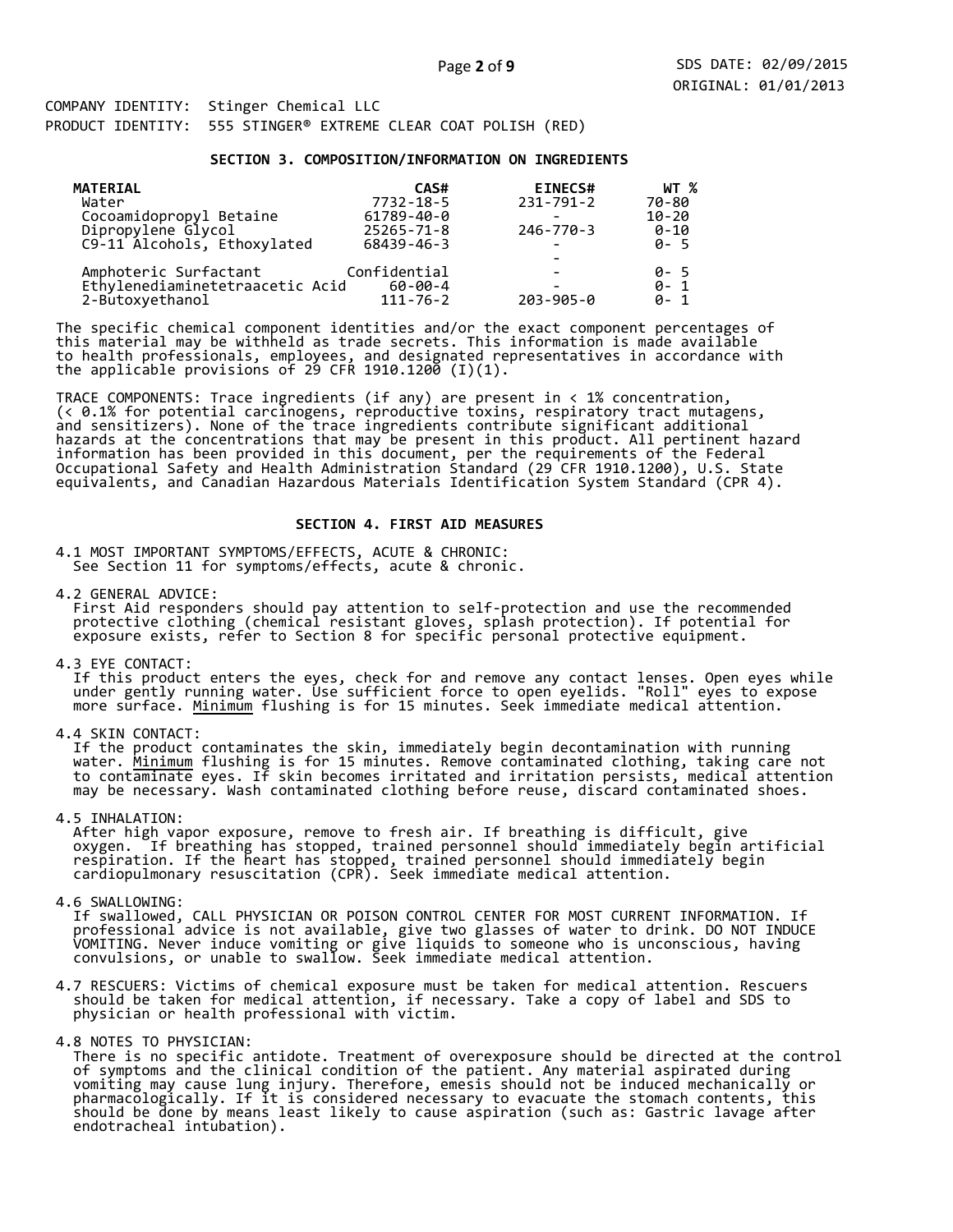COMPANY IDENTITY: Stinger Chemical LLC
PRODUCT IDENTITY: 555 STINGER® EXTREME CLEAR COAT POLISH (RED)

## SECTION 3. COMPOSITION/INFORMATION ON INGREDIENTS

| MATERIAL | CAS# | EINECS# | WT % |
|---|---|---|---|
| Water | 7732-18-5 | 231-791-2 | 70-80 |
| Cocoamidopropyl Betaine | 61789-40-0 | - | 10-20 |
| Dipropylene Glycol | 25265-71-8 | 246-770-3 | 0-10 |
| C9-11 Alcohols, Ethoxylated | 68439-46-3 | - | 0- 5 |
| | | - | |
| Amphoteric Surfactant | Confidential | - | 0- 5 |
| Ethylenediaminetetraacetic Acid | 60-00-4 | - | 0- 1 |
| 2-Butoxyethanol | 111-76-2 | 203-905-0 | 0- 1 |

The specific chemical component identities and/or the exact component percentages of this material may be withheld as trade secrets. This information is made available to health professionals, employees, and designated representatives in accordance with the applicable provisions of 29 CFR 1910.1200 (I)(1).

TRACE COMPONENTS: Trace ingredients (if any) are present in < 1% concentration, (< 0.1% for potential carcinogens, reproductive toxins, respiratory tract mutagens, and sensitizers). None of the trace ingredients contribute significant additional hazards at the concentrations that may be present in this product. All pertinent hazard information has been provided in this document, per the requirements of the Federal Occupational Safety and Health Administration Standard (29 CFR 1910.1200), U.S. State equivalents, and Canadian Hazardous Materials Identification System Standard (CPR 4).

## SECTION 4. FIRST AID MEASURES

4.1 MOST IMPORTANT SYMPTOMS/EFFECTS, ACUTE & CHRONIC:
See Section 11 for symptoms/effects, acute & chronic.

4.2 GENERAL ADVICE:
First Aid responders should pay attention to self-protection and use the recommended protective clothing (chemical resistant gloves, splash protection). If potential for exposure exists, refer to Section 8 for specific personal protective equipment.

4.3 EYE CONTACT:
If this product enters the eyes, check for and remove any contact lenses. Open eyes while under gently running water. Use sufficient force to open eyelids. "Roll" eyes to expose more surface. Minimum flushing is for 15 minutes. Seek immediate medical attention.

4.4 SKIN CONTACT:
If the product contaminates the skin, immediately begin decontamination with running water. Minimum flushing is for 15 minutes. Remove contaminated clothing, taking care not to contaminate eyes. If skin becomes irritated and irritation persists, medical attention may be necessary. Wash contaminated clothing before reuse, discard contaminated shoes.

4.5 INHALATION:
After high vapor exposure, remove to fresh air. If breathing is difficult, give oxygen. If breathing has stopped, trained personnel should immediately begin artificial respiration. If the heart has stopped, trained personnel should immediately begin cardiopulmonary resuscitation (CPR). Seek immediate medical attention.

4.6 SWALLOWING:
If swallowed, CALL PHYSICIAN OR POISON CONTROL CENTER FOR MOST CURRENT INFORMATION. If professional advice is not available, give two glasses of water to drink. DO NOT INDUCE VOMITING. Never induce vomiting or give liquids to someone who is unconscious, having convulsions, or unable to swallow. Seek immediate medical attention.

4.7 RESCUERS: Victims of chemical exposure must be taken for medical attention. Rescuers should be taken for medical attention, if necessary. Take a copy of label and SDS to physician or health professional with victim.

4.8 NOTES TO PHYSICIAN:
There is no specific antidote. Treatment of overexposure should be directed at the control of symptoms and the clinical condition of the patient. Any material aspirated during vomiting may cause lung injury. Therefore, emesis should not be induced mechanically or pharmacologically. If it is considered necessary to evacuate the stomach contents, this should be done by means least likely to cause aspiration (such as: Gastric lavage after endotracheal intubation).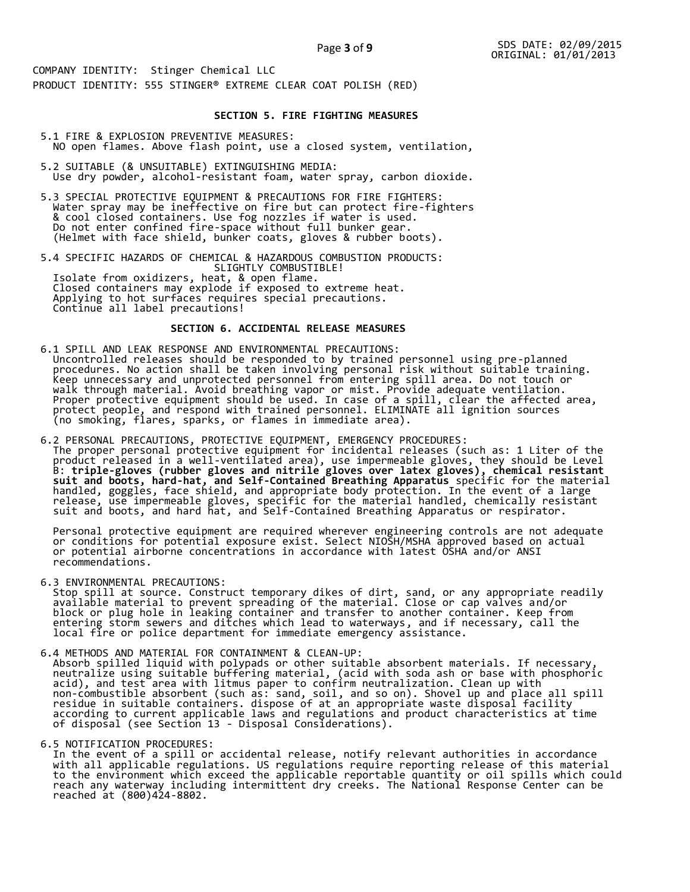COMPANY IDENTITY: Stinger Chemical LLC

PRODUCT IDENTITY: 555 STINGER® EXTREME CLEAR COAT POLISH (RED)

## SECTION 5. FIRE FIGHTING MEASURES

5.1 FIRE & EXPLOSION PREVENTIVE MEASURES:
NO open flames. Above flash point, use a closed system, ventilation,

5.2 SUITABLE (& UNSUITABLE) EXTINGUISHING MEDIA:
Use dry powder, alcohol-resistant foam, water spray, carbon dioxide.

5.3 SPECIAL PROTECTIVE EQUIPMENT & PRECAUTIONS FOR FIRE FIGHTERS:
Water spray may be ineffective on fire but can protect fire-fighters & cool closed containers. Use fog nozzles if water is used. Do not enter confined fire-space without full bunker gear. (Helmet with face shield, bunker coats, gloves & rubber boots).

5.4 SPECIFIC HAZARDS OF CHEMICAL & HAZARDOUS COMBUSTION PRODUCTS:
SLIGHTLY COMBUSTIBLE!
Isolate from oxidizers, heat, & open flame.
Closed containers may explode if exposed to extreme heat.
Applying to hot surfaces requires special precautions.
Continue all label precautions!

## SECTION 6. ACCIDENTAL RELEASE MEASURES

6.1 SPILL AND LEAK RESPONSE AND ENVIRONMENTAL PRECAUTIONS:
Uncontrolled releases should be responded to by trained personnel using pre-planned procedures. No action shall be taken involving personal risk without suitable training. Keep unnecessary and unprotected personnel from entering spill area. Do not touch or walk through material. Avoid breathing vapor or mist. Provide adequate ventilation. Proper protective equipment should be used. In case of a spill, clear the affected area, protect people, and respond with trained personnel. ELIMINATE all ignition sources (no smoking, flares, sparks, or flames in immediate area).

6.2 PERSONAL PRECAUTIONS, PROTECTIVE EQUIPMENT, EMERGENCY PROCEDURES:
The proper personal protective equipment for incidental releases (such as: 1 Liter of the product released in a well-ventilated area), use impermeable gloves, they should be Level B: **triple-gloves (rubber gloves and nitrile gloves over latex gloves), chemical resistant suit and boots, hard-hat, and Self-Contained Breathing Apparatus** specific for the material handled, goggles, face shield, and appropriate body protection. In the event of a large release, use impermeable gloves, specific for the material handled, chemically resistant suit and boots, and hard hat, and Self-Contained Breathing Apparatus or respirator.

Personal protective equipment are required wherever engineering controls are not adequate or conditions for potential exposure exist. Select NIOSH/MSHA approved based on actual or potential airborne concentrations in accordance with latest OSHA and/or ANSI recommendations.

6.3 ENVIRONMENTAL PRECAUTIONS:
Stop spill at source. Construct temporary dikes of dirt, sand, or any appropriate readily available material to prevent spreading of the material. Close or cap valves and/or block or plug hole in leaking container and transfer to another container. Keep from entering storm sewers and ditches which lead to waterways, and if necessary, call the local fire or police department for immediate emergency assistance.

6.4 METHODS AND MATERIAL FOR CONTAINMENT & CLEAN-UP:
Absorb spilled liquid with polypads or other suitable absorbent materials. If necessary, neutralize using suitable buffering material, (acid with soda ash or base with phosphoric acid), and test area with litmus paper to confirm neutralization. Clean up with non-combustible absorbent (such as: sand, soil, and so on). Shovel up and place all spill residue in suitable containers. dispose of at an appropriate waste disposal facility according to current applicable laws and regulations and product characteristics at time of disposal (see Section 13 - Disposal Considerations).

6.5 NOTIFICATION PROCEDURES:
In the event of a spill or accidental release, notify relevant authorities in accordance with all applicable regulations. US regulations require reporting release of this material to the environment which exceed the applicable reportable quantity or oil spills which could reach any waterway including intermittent dry creeks. The National Response Center can be reached at (800)424-8802.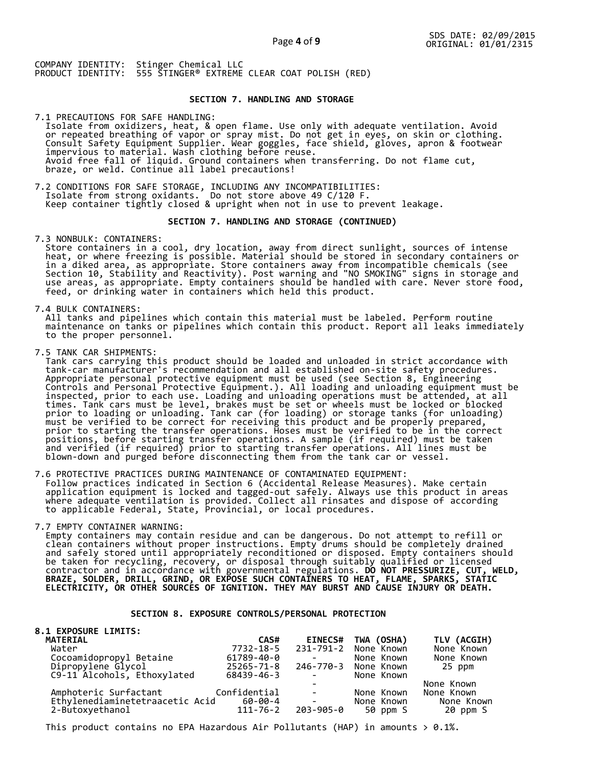## SECTION 7. HANDLING AND STORAGE

7.1 PRECAUTIONS FOR SAFE HANDLING:
Isolate from oxidizers, heat, & open flame. Use only with adequate ventilation. Avoid or repeated breathing of vapor or spray mist. Do not get in eyes, on skin or clothing. Consult Safety Equipment Supplier. Wear goggles, face shield, gloves, apron & footwear impervious to material. Wash clothing before reuse.
Avoid free fall of liquid. Ground containers when transferring. Do not flame cut, braze, or weld. Continue all label precautions!

7.2 CONDITIONS FOR SAFE STORAGE, INCLUDING ANY INCOMPATIBILITIES:
Isolate from strong oxidants. Do not store above 49 C/120 F.
Keep container tightly closed & upright when not in use to prevent leakage.

## SECTION 7. HANDLING AND STORAGE (CONTINUED)

7.3 NONBULK: CONTAINERS:
Store containers in a cool, dry location, away from direct sunlight, sources of intense heat, or where freezing is possible. Material should be stored in secondary containers or in a diked area, as appropriate. Store containers away from incompatible chemicals (see Section 10, Stability and Reactivity). Post warning and "NO SMOKING" signs in storage and use areas, as appropriate. Empty containers should be handled with care. Never store food, feed, or drinking water in containers which held this product.

7.4 BULK CONTAINERS:
All tanks and pipelines which contain this material must be labeled. Perform routine maintenance on tanks or pipelines which contain this product. Report all leaks immediately to the proper personnel.

7.5 TANK CAR SHIPMENTS:
Tank cars carrying this product should be loaded and unloaded in strict accordance with tank-car manufacturer's recommendation and all established on-site safety procedures. Appropriate personal protective equipment must be used (see Section 8, Engineering Controls and Personal Protective Equipment.). All loading and unloading equipment must be inspected, prior to each use. Loading and unloading operations must be attended, at all times. Tank cars must be level, brakes must be set or wheels must be locked or blocked prior to loading or unloading. Tank car (for loading) or storage tanks (for unloading) must be verified to be correct for receiving this product and be properly prepared, prior to starting the transfer operations. Hoses must be verified to be in the correct positions, before starting transfer operations. A sample (if required) must be taken and verified (if required) prior to starting transfer operations. All lines must be blown-down and purged before disconnecting them from the tank car or vessel.

7.6 PROTECTIVE PRACTICES DURING MAINTENANCE OF CONTAMINATED EQUIPMENT:
Follow practices indicated in Section 6 (Accidental Release Measures). Make certain application equipment is locked and tagged-out safely. Always use this product in areas where adequate ventilation is provided. Collect all rinsates and dispose of according to applicable Federal, State, Provincial, or local procedures.

7.7 EMPTY CONTAINER WARNING:
Empty containers may contain residue and can be dangerous. Do not attempt to refill or clean containers without proper instructions. Empty drums should be completely drained and safely stored until appropriately reconditioned or disposed. Empty containers should be taken for recycling, recovery, or disposal through suitably qualified or licensed contractor and in accordance with governmental regulations. **DO NOT PRESSURIZE, CUT, WELD, BRAZE, SOLDER, DRILL, GRIND, OR EXPOSE SUCH CONTAINERS TO HEAT, FLAME, SPARKS, STATIC ELECTRICITY, OR OTHER SOURCES OF IGNITION. THEY MAY BURST AND CAUSE INJURY OR DEATH.**

## SECTION 8. EXPOSURE CONTROLS/PERSONAL PROTECTION

**8.1 EXPOSURE LIMITS:**

| MATERIAL | CAS# | EINECS# | TWA (OSHA) | TLV (ACGIH) |
|---|---|---|---|---|
| Water | 7732-18-5 | 231-791-2 | None Known | None Known |
| Cocoamidopropyl Betaine | 61789-40-0 | - | None Known | None Known |
| Dipropylene Glycol | 25265-71-8 | 246-770-3 | None Known | 25 ppm |
| C9-11 Alcohols, Ethoxylated | 68439-46-3 | | None Known | |
| | | - | | None Known |
| Amphoteric Surfactant | Confidential | - | None Known | None Known |
| Ethylenediaminetetraacetic Acid | 60-00-4 | - | None Known | None Known |
| 2-Butoxyethanol | 111-76-2 | 203-905-0 | 50 ppm S | 20 ppm S |

This product contains no EPA Hazardous Air Pollutants (HAP) in amounts > 0.1%.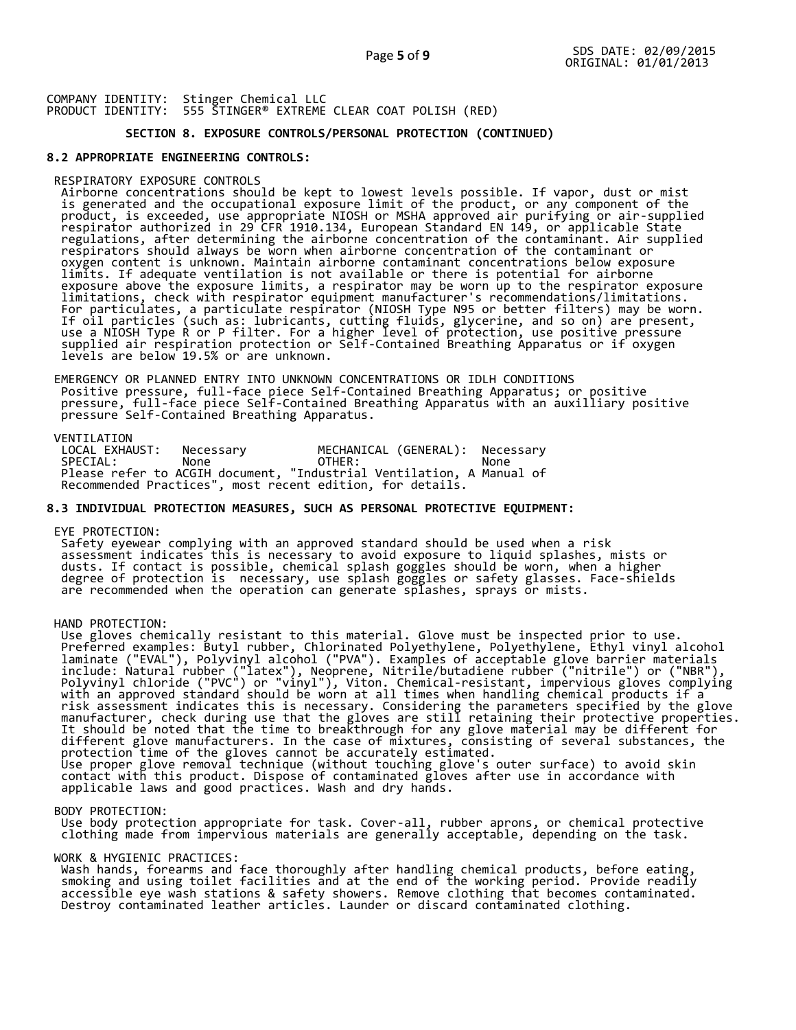COMPANY IDENTITY: Stinger Chemical LLC
PRODUCT IDENTITY: 555 STINGER® EXTREME CLEAR COAT POLISH (RED)

## SECTION 8. EXPOSURE CONTROLS/PERSONAL PROTECTION (CONTINUED)

### 8.2 APPROPRIATE ENGINEERING CONTROLS:

RESPIRATORY EXPOSURE CONTROLS

Airborne concentrations should be kept to lowest levels possible. If vapor, dust or mist is generated and the occupational exposure limit of the product, or any component of the product, is exceeded, use appropriate NIOSH or MSHA approved air purifying or air-supplied respirator authorized in 29 CFR 1910.134, European Standard EN 149, or applicable State regulations, after determining the airborne concentration of the contaminant. Air supplied respirators should always be worn when airborne concentration of the contaminant or oxygen content is unknown. Maintain airborne contaminant concentrations below exposure limits. If adequate ventilation is not available or there is potential for airborne exposure above the exposure limits, a respirator may be worn up to the respirator exposure limitations, check with respirator equipment manufacturer's recommendations/limitations. For particulates, a particulate respirator (NIOSH Type N95 or better filters) may be worn. If oil particles (such as: lubricants, cutting fluids, glycerine, and so on) are present, use a NIOSH Type R or P filter. For a higher level of protection, use positive pressure supplied air respiration protection or Self-Contained Breathing Apparatus or if oxygen levels are below 19.5% or are unknown.

EMERGENCY OR PLANNED ENTRY INTO UNKNOWN CONCENTRATIONS OR IDLH CONDITIONS

Positive pressure, full-face piece Self-Contained Breathing Apparatus; or positive pressure, full-face piece Self-Contained Breathing Apparatus with an auxilliary positive pressure Self-Contained Breathing Apparatus.

VENTILATION

| | | | |
|---|---|---|---|
| LOCAL EXHAUST: | Necessary | MECHANICAL (GENERAL): | Necessary |
| SPECIAL: | None | OTHER: | None |

Please refer to ACGIH document, "Industrial Ventilation, A Manual of Recommended Practices", most recent edition, for details.

### 8.3 INDIVIDUAL PROTECTION MEASURES, SUCH AS PERSONAL PROTECTIVE EQUIPMENT:

EYE PROTECTION:

Safety eyewear complying with an approved standard should be used when a risk assessment indicates this is necessary to avoid exposure to liquid splashes, mists or dusts. If contact is possible, chemical splash goggles should be worn, when a higher degree of protection is necessary, use splash goggles or safety glasses. Face-shields are recommended when the operation can generate splashes, sprays or mists.

HAND PROTECTION:

Use gloves chemically resistant to this material. Glove must be inspected prior to use. Preferred examples: Butyl rubber, Chlorinated Polyethylene, Polyethylene, Ethyl vinyl alcohol laminate ("EVAL"), Polyvinyl alcohol ("PVA"). Examples of acceptable glove barrier materials include: Natural rubber ("latex"), Neoprene, Nitrile/butadiene rubber ("nitrile") or ("NBR"), Polyvinyl chloride ("PVC") or "vinyl"), Viton. Chemical-resistant, impervious gloves complying with an approved standard should be worn at all times when handling chemical products if a risk assessment indicates this is necessary. Considering the parameters specified by the glove manufacturer, check during use that the gloves are still retaining their protective properties. It should be noted that the time to breakthrough for any glove material may be different for different glove manufacturers. In the case of mixtures, consisting of several substances, the protection time of the gloves cannot be accurately estimated.
Use proper glove removal technique (without touching glove's outer surface) to avoid skin contact with this product. Dispose of contaminated gloves after use in accordance with applicable laws and good practices. Wash and dry hands.

BODY PROTECTION:

Use body protection appropriate for task. Cover-all, rubber aprons, or chemical protective clothing made from impervious materials are generally acceptable, depending on the task.

WORK & HYGIENIC PRACTICES:

Wash hands, forearms and face thoroughly after handling chemical products, before eating, smoking and using toilet facilities and at the end of the working period. Provide readily accessible eye wash stations & safety showers. Remove clothing that becomes contaminated. Destroy contaminated leather articles. Launder or discard contaminated clothing.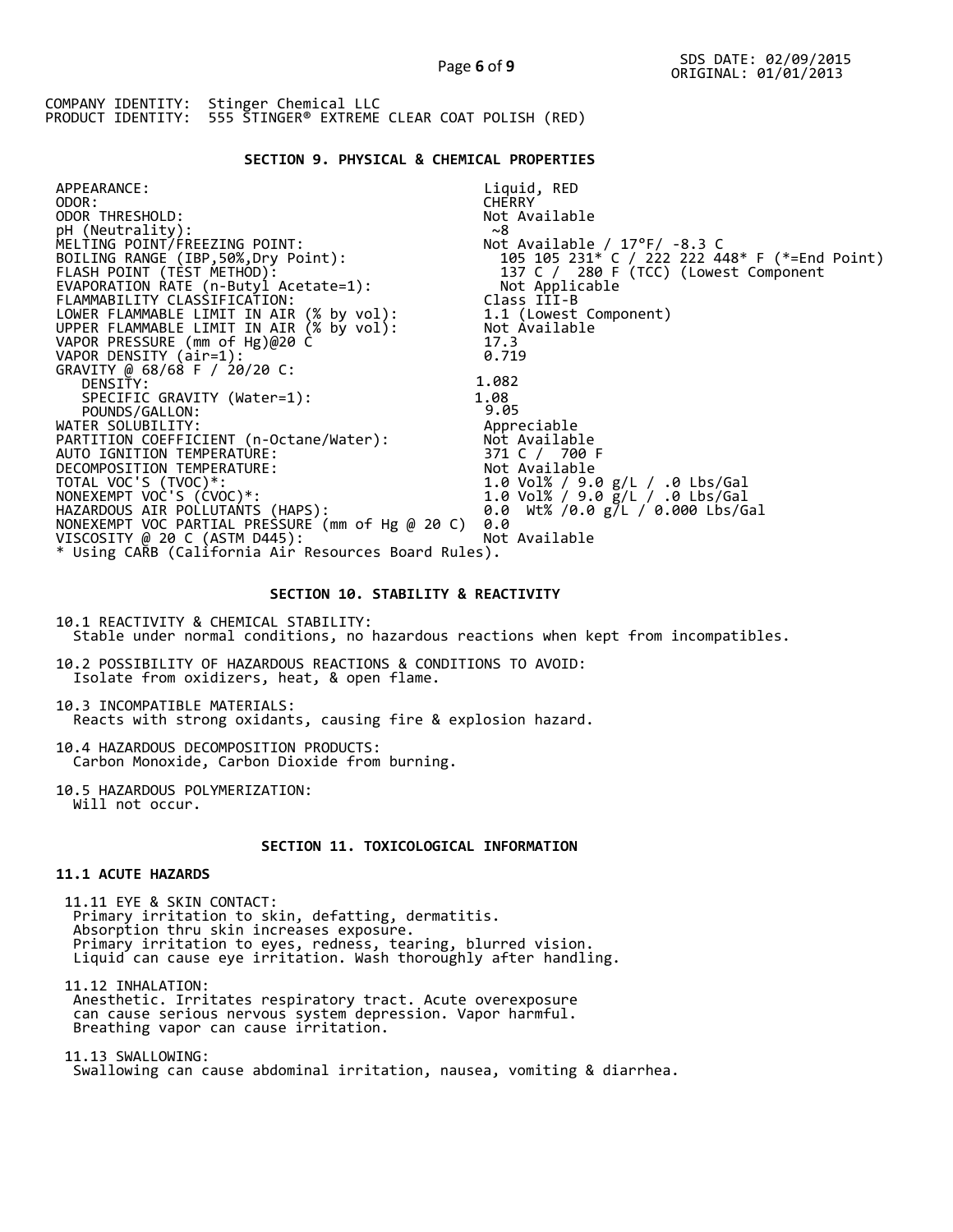SDS DATE: 02/09/2015
ORIGINAL: 01/01/2013

COMPANY IDENTITY: Stinger Chemical LLC
PRODUCT IDENTITY: 555 STINGER® EXTREME CLEAR COAT POLISH (RED)

## SECTION 9. PHYSICAL & CHEMICAL PROPERTIES

| | |
|---|---|
| APPEARANCE: | Liquid, RED |
| ODOR: | CHERRY |
| ODOR THRESHOLD: | Not Available |
| pH (Neutrality): | ~8 |
| MELTING POINT/FREEZING POINT: | Not Available / 17°F/ -8.3 C |
| BOILING RANGE (IBP,50%,Dry Point): | 105 105 231* C / 222 222 448* F (*=End Point) |
| FLASH POINT (TEST METHOD): | 137 C / 280 F (TCC) (Lowest Component |
| EVAPORATION RATE (n-Butyl Acetate=1): | Not Applicable |
| FLAMMABILITY CLASSIFICATION: | Class III-B |
| LOWER FLAMMABLE LIMIT IN AIR (% by vol): | 1.1 (Lowest Component) |
| UPPER FLAMMABLE LIMIT IN AIR (% by vol): | Not Available |
| VAPOR PRESSURE (mm of Hg)@20 C | 17.3 |
| VAPOR DENSITY (air=1): | 0.719 |
| GRAVITY @ 68/68 F / 20/20 C: | |
| DENSITY: | 1.082 |
| SPECIFIC GRAVITY (Water=1): | 1.08 |
| POUNDS/GALLON: | 9.05 |
| WATER SOLUBILITY: | Appreciable |
| PARTITION COEFFICIENT (n-Octane/Water): | Not Available |
| AUTO IGNITION TEMPERATURE: | 371 C / 700 F |
| DECOMPOSITION TEMPERATURE: | Not Available |
| TOTAL VOC'S (TVOC)*: | 1.0 Vol% / 9.0 g/L / .0 Lbs/Gal |
| NONEXEMPT VOC'S (CVOC)*: | 1.0 Vol% / 9.0 g/L / .0 Lbs/Gal |
| HAZARDOUS AIR POLLUTANTS (HAPS): | 0.0 Wt% /0.0 g/L / 0.000 Lbs/Gal |
| NONEXEMPT VOC PARTIAL PRESSURE (mm of Hg @ 20 C) | 0.0 |
| VISCOSITY @ 20 C (ASTM D445): | Not Available |

* Using CARB (California Air Resources Board Rules).

## SECTION 10. STABILITY & REACTIVITY

10.1 REACTIVITY & CHEMICAL STABILITY:
Stable under normal conditions, no hazardous reactions when kept from incompatibles.

10.2 POSSIBILITY OF HAZARDOUS REACTIONS & CONDITIONS TO AVOID:
Isolate from oxidizers, heat, & open flame.

10.3 INCOMPATIBLE MATERIALS:
Reacts with strong oxidants, causing fire & explosion hazard.

10.4 HAZARDOUS DECOMPOSITION PRODUCTS:
Carbon Monoxide, Carbon Dioxide from burning.

10.5 HAZARDOUS POLYMERIZATION:
Will not occur.

## SECTION 11. TOXICOLOGICAL INFORMATION

### 11.1 ACUTE HAZARDS

11.11 EYE & SKIN CONTACT:
Primary irritation to skin, defatting, dermatitis.
Absorption thru skin increases exposure.
Primary irritation to eyes, redness, tearing, blurred vision.
Liquid can cause eye irritation. Wash thoroughly after handling.

11.12 INHALATION:
Anesthetic. Irritates respiratory tract. Acute overexposure can cause serious nervous system depression. Vapor harmful.
Breathing vapor can cause irritation.

11.13 SWALLOWING:
Swallowing can cause abdominal irritation, nausea, vomiting & diarrhea.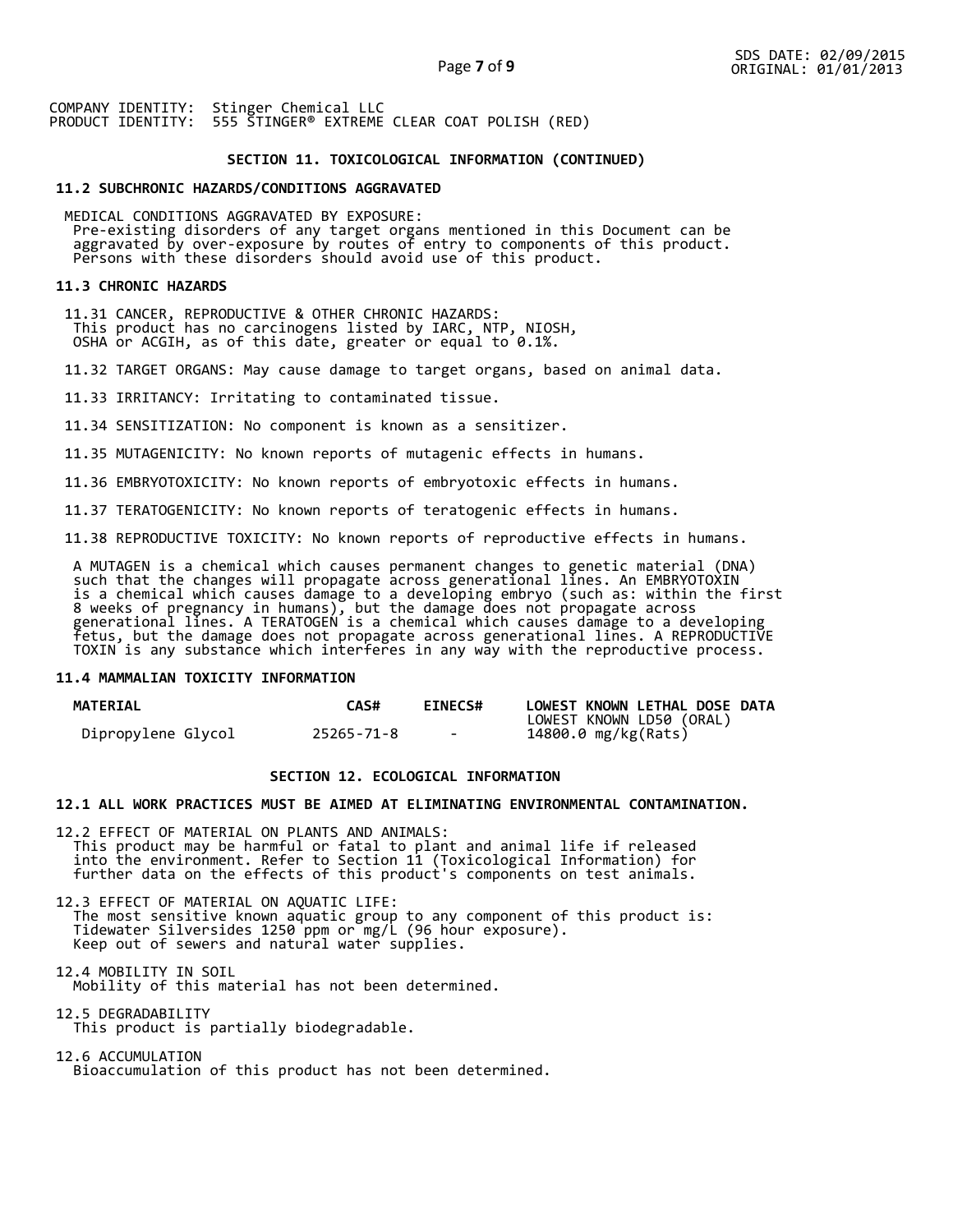COMPANY IDENTITY: Stinger Chemical LLC
PRODUCT IDENTITY: 555 STINGER® EXTREME CLEAR COAT POLISH (RED)

## SECTION 11. TOXICOLOGICAL INFORMATION (CONTINUED)

### 11.2 SUBCHRONIC HAZARDS/CONDITIONS AGGRAVATED

MEDICAL CONDITIONS AGGRAVATED BY EXPOSURE:
Pre-existing disorders of any target organs mentioned in this Document can be aggravated by over-exposure by routes of entry to components of this product. Persons with these disorders should avoid use of this product.

### 11.3 CHRONIC HAZARDS

11.31 CANCER, REPRODUCTIVE & OTHER CHRONIC HAZARDS:
This product has no carcinogens listed by IARC, NTP, NIOSH, OSHA or ACGIH, as of this date, greater or equal to 0.1%.

11.32 TARGET ORGANS: May cause damage to target organs, based on animal data.

11.33 IRRITANCY: Irritating to contaminated tissue.

11.34 SENSITIZATION: No component is known as a sensitizer.

11.35 MUTAGENICITY: No known reports of mutagenic effects in humans.

11.36 EMBRYOTOXICITY: No known reports of embryotoxic effects in humans.

11.37 TERATOGENICITY: No known reports of teratogenic effects in humans.

11.38 REPRODUCTIVE TOXICITY: No known reports of reproductive effects in humans.

A MUTAGEN is a chemical which causes permanent changes to genetic material (DNA) such that the changes will propagate across generational lines. An EMBRYOTOXIN is a chemical which causes damage to a developing embryo (such as: within the first 8 weeks of pregnancy in humans), but the damage does not propagate across generational lines. A TERATOGEN is a chemical which causes damage to a developing fetus, but the damage does not propagate across generational lines. A REPRODUCTIVE TOXIN is any substance which interferes in any way with the reproductive process.

### 11.4 MAMMALIAN TOXICITY INFORMATION

| MATERIAL | CAS# | EINECS# | LOWEST KNOWN LETHAL DOSE DATA<br>LOWEST KNOWN LD50 (ORAL) |
|---|---|---|---|
| Dipropylene Glycol | 25265-71-8 | - | 14800.0 mg/kg(Rats) |

## SECTION 12. ECOLOGICAL INFORMATION

### 12.1 ALL WORK PRACTICES MUST BE AIMED AT ELIMINATING ENVIRONMENTAL CONTAMINATION.

12.2 EFFECT OF MATERIAL ON PLANTS AND ANIMALS:
This product may be harmful or fatal to plant and animal life if released into the environment. Refer to Section 11 (Toxicological Information) for further data on the effects of this product's components on test animals.

12.3 EFFECT OF MATERIAL ON AQUATIC LIFE:
The most sensitive known aquatic group to any component of this product is: Tidewater Silversides 1250 ppm or mg/L (96 hour exposure).
Keep out of sewers and natural water supplies.

12.4 MOBILITY IN SOIL
Mobility of this material has not been determined.

12.5 DEGRADABILITY
This product is partially biodegradable.

12.6 ACCUMULATION
Bioaccumulation of this product has not been determined.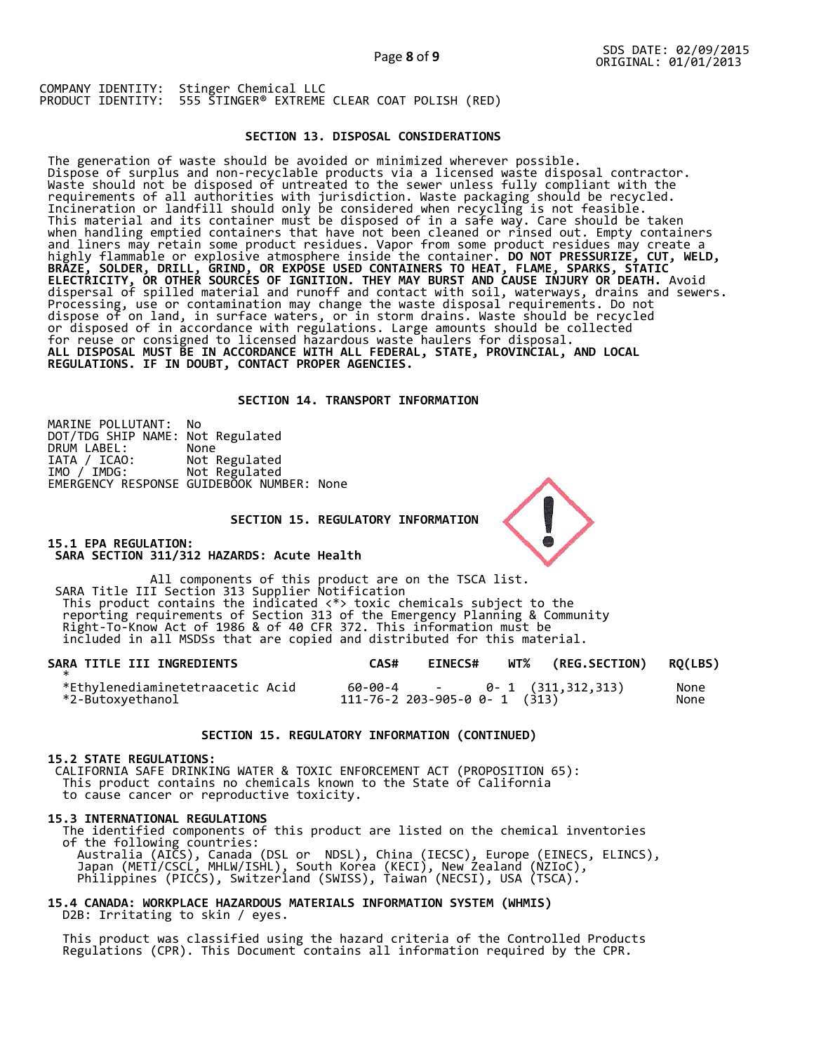COMPANY IDENTITY: Stinger Chemical LLC
PRODUCT IDENTITY: 555 STINGER® EXTREME CLEAR COAT POLISH (RED)

## SECTION 13. DISPOSAL CONSIDERATIONS

The generation of waste should be avoided or minimized wherever possible. Dispose of surplus and non-recyclable products via a licensed waste disposal contractor. Waste should not be disposed of untreated to the sewer unless fully compliant with the requirements of all authorities with jurisdiction. Waste packaging should be recycled. Incineration or landfill should only be considered when recycling is not feasible. This material and its container must be disposed of in a safe way. Care should be taken when handling emptied containers that have not been cleaned or rinsed out. Empty containers and liners may retain some product residues. Vapor from some product residues may create a highly flammable or explosive atmosphere inside the container. **DO NOT PRESSURIZE, CUT, WELD, BRAZE, SOLDER, DRILL, GRIND, OR EXPOSE USED CONTAINERS TO HEAT, FLAME, SPARKS, STATIC ELECTRICITY, OR OTHER SOURCES OF IGNITION. THEY MAY BURST AND CAUSE INJURY OR DEATH.** Avoid dispersal of spilled material and runoff and contact with soil, waterways, drains and sewers. Processing, use or contamination may change the waste disposal requirements. Do not dispose of on land, in surface waters, or in storm drains. Waste should be recycled or disposed of in accordance with regulations. Large amounts should be collected for reuse or consigned to licensed hazardous waste haulers for disposal.
**ALL DISPOSAL MUST BE IN ACCORDANCE WITH ALL FEDERAL, STATE, PROVINCIAL, AND LOCAL REGULATIONS. IF IN DOUBT, CONTACT PROPER AGENCIES.**

## SECTION 14. TRANSPORT INFORMATION

MARINE POLLUTANT: No
DOT/TDG SHIP NAME: Not Regulated
DRUM LABEL: None
IATA / ICAO: Not Regulated
IMO / IMDG: Not Regulated
EMERGENCY RESPONSE GUIDEBOOK NUMBER: None

## SECTION 15. REGULATORY INFORMATION

**15.1 EPA REGULATION:**
**SARA SECTION 311/312 HAZARDS: Acute Health**

All components of this product are on the TSCA list.
SARA Title III Section 313 Supplier Notification
This product contains the indicated <*> toxic chemicals subject to the reporting requirements of Section 313 of the Emergency Planning & Community Right-To-Know Act of 1986 & of 40 CFR 372. This information must be included in all MSDSs that are copied and distributed for this material.

| SARA TITLE III INGREDIENTS * | CAS# | EINECS# | WT% | (REG.SECTION) | RQ(LBS) |
|---|---|---|---|---|---|
| *Ethylenediaminetetraacetic Acid | 60-00-4 | - | 0- 1 | (311,312,313) | None |
| *2-Butoxyethanol | 111-76-2 | 203-905-0 | 0- 1 | (313) | None |

## SECTION 15. REGULATORY INFORMATION (CONTINUED)

**15.2 STATE REGULATIONS:**
CALIFORNIA SAFE DRINKING WATER & TOXIC ENFORCEMENT ACT (PROPOSITION 65):
This product contains no chemicals known to the State of California to cause cancer or reproductive toxicity.

**15.3 INTERNATIONAL REGULATIONS**
The identified components of this product are listed on the chemical inventories of the following countries:
Australia (AICS), Canada (DSL or NDSL), China (IECSC), Europe (EINECS, ELINCS), Japan (METI/CSCL, MHLW/ISHL), South Korea (KECI), New Zealand (NZIoC), Philippines (PICCS), Switzerland (SWISS), Taiwan (NECSI), USA (TSCA).

**15.4 CANADA: WORKPLACE HAZARDOUS MATERIALS INFORMATION SYSTEM (WHMIS)**
D2B: Irritating to skin / eyes.

This product was classified using the hazard criteria of the Controlled Products Regulations (CPR). This Document contains all information required by the CPR.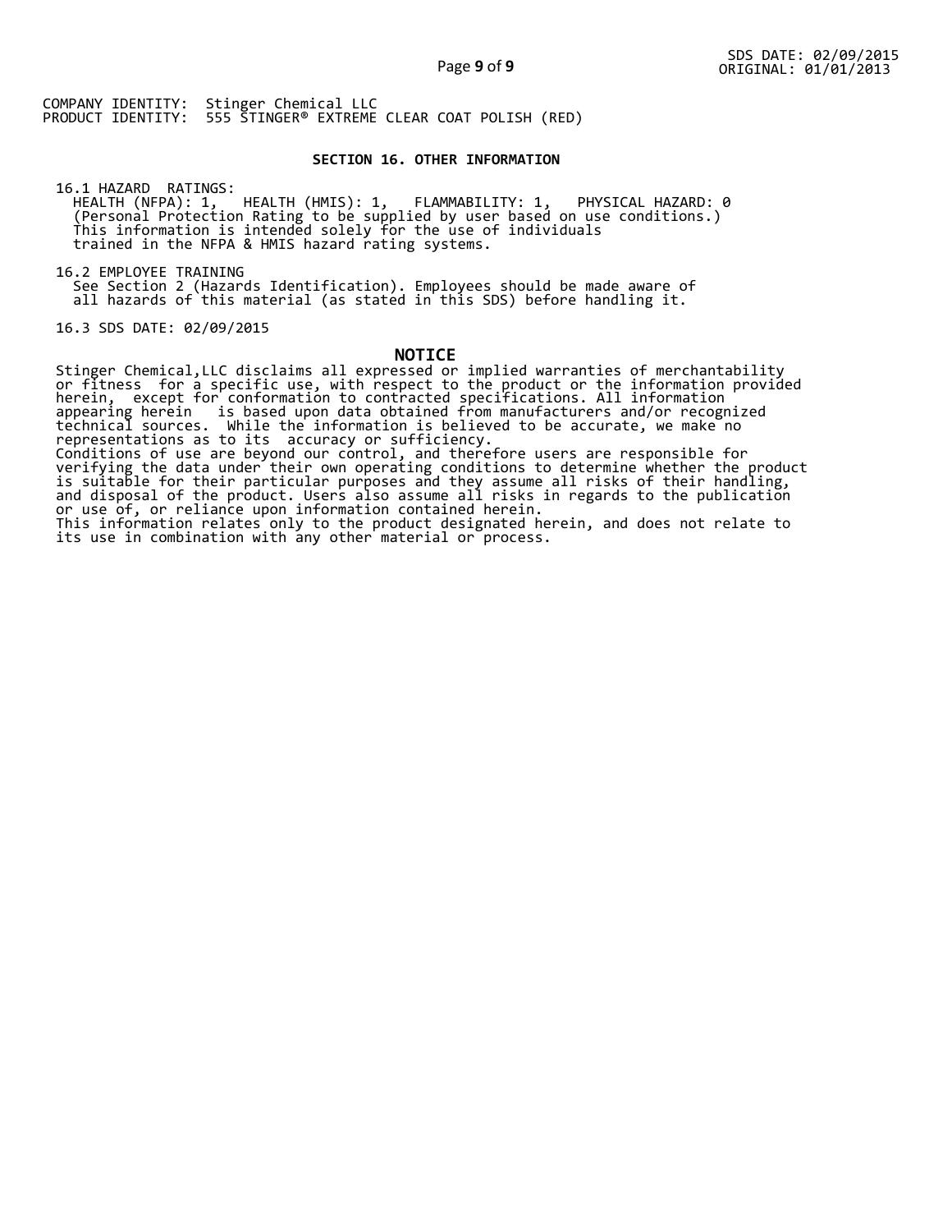COMPANY IDENTITY: Stinger Chemical LLC
PRODUCT IDENTITY: 555 STINGER® EXTREME CLEAR COAT POLISH (RED)

## SECTION 16. OTHER INFORMATION

16.1 HAZARD RATINGS:
HEALTH (NFPA): 1, HEALTH (HMIS): 1, FLAMMABILITY: 1, PHYSICAL HAZARD: 0
(Personal Protection Rating to be supplied by user based on use conditions.)
This information is intended solely for the use of individuals trained in the NFPA & HMIS hazard rating systems.

16.2 EMPLOYEE TRAINING
See Section 2 (Hazards Identification). Employees should be made aware of all hazards of this material (as stated in this SDS) before handling it.

16.3 SDS DATE: 02/09/2015

### NOTICE

Stinger Chemical,LLC disclaims all expressed or implied warranties of merchantability or fitness for a specific use, with respect to the product or the information provided herein, except for conformation to contracted specifications. All information appearing herein is based upon data obtained from manufacturers and/or recognized technical sources. While the information is believed to be accurate, we make no representations as to its accuracy or sufficiency.
Conditions of use are beyond our control, and therefore users are responsible for verifying the data under their own operating conditions to determine whether the product is suitable for their particular purposes and they assume all risks of their handling, and disposal of the product. Users also assume all risks in regards to the publication or use of, or reliance upon information contained herein.
This information relates only to the product designated herein, and does not relate to its use in combination with any other material or process.